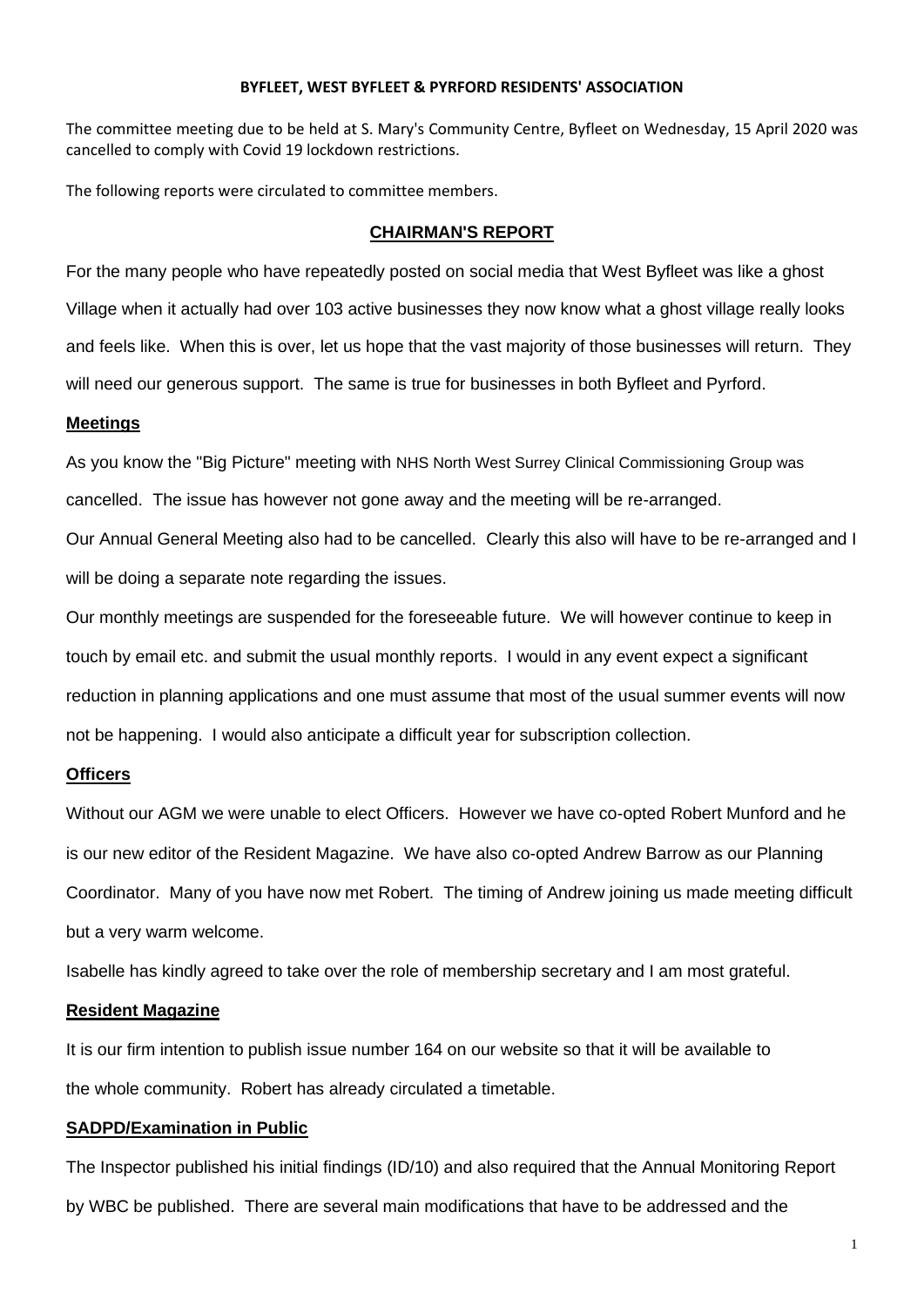**BYFLEET, WEST BYFLEET & PYRFORD RESIDENTS' ASSOCIATION**

The committee meeting due to be held at S. Mary's Community Centre, Byfleet on Wednesday, 15 April 2020 was cancelled to comply with Covid 19 lockdown restrictions.

The following reports were circulated to committee members.

## CHAIRMAN'S REPORT

For the many people who have repeatedly posted on social media that West Byfleet was like a ghost Village when it actually had over 103 active businesses they now know what a ghost village really looks and feels like. When this is over, let us hope that the vast majority of those businesses will return. They will need our generous support. The same is true for businesses in both Byfleet and Pyrford.

### Meetings

As you know the "Big Picture" meeting with NHS North West Surrey Clinical Commissioning Group was cancelled. The issue has however not gone away and the meeting will be re-arranged.

Our Annual General Meeting also had to be cancelled. Clearly this also will have to be re-arranged and I will be doing a separate note regarding the issues.

Our monthly meetings are suspended for the foreseeable future. We will however continue to keep in touch by email etc. and submit the usual monthly reports. I would in any event expect a significant reduction in planning applications and one must assume that most of the usual summer events will now not be happening. I would also anticipate a difficult year for subscription collection.

### Officers

Without our AGM we were unable to elect Officers. However we have co-opted Robert Munford and he is our new editor of the Resident Magazine. We have also co-opted Andrew Barrow as our Planning Coordinator. Many of you have now met Robert. The timing of Andrew joining us made meeting difficult but a very warm welcome.

Isabelle has kindly agreed to take over the role of membership secretary and I am most grateful.

### Resident Magazine

It is our firm intention to publish issue number 164 on our website so that it will be available to the whole community. Robert has already circulated a timetable.

### SADPD/Examination in Public

The Inspector published his initial findings (ID/10) and also required that the Annual Monitoring Report by WBC be published. There are several main modifications that have to be addressed and the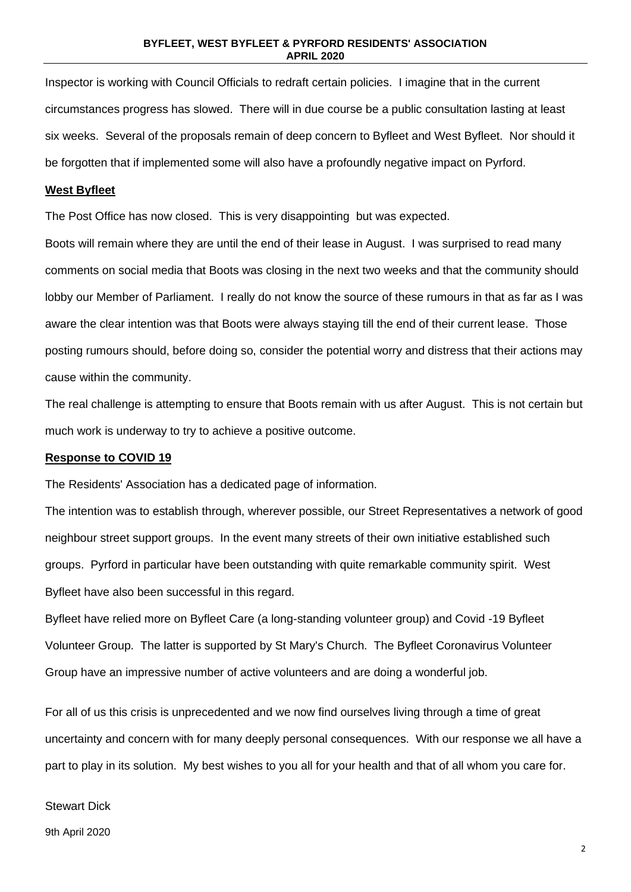Inspector is working with Council Officials to redraft certain policies. I imagine that in the current circumstances progress has slowed. There will in due course be a public consultation lasting at least six weeks. Several of the proposals remain of deep concern to Byfleet and West Byfleet. Nor should it be forgotten that if implemented some will also have a profoundly negative impact on Pyrford.

**West Byfleet**

The Post Office has now closed. This is very disappointing but was expected.

Boots will remain where they are until the end of their lease in August. I was surprised to read many comments on social media that Boots was closing in the next two weeks and that the community should lobby our Member of Parliament. I really do not know the source of these rumours in that as far as I was aware the clear intention was that Boots were always staying till the end of their current lease. Those posting rumours should, before doing so, consider the potential worry and distress that their actions may cause within the community.

The real challenge is attempting to ensure that Boots remain with us after August. This is not certain but much work is underway to try to achieve a positive outcome.

**Response to COVID 19**

The Residents' Association has a dedicated page of information.

The intention was to establish through, wherever possible, our Street Representatives a network of good neighbour street support groups. In the event many streets of their own initiative established such groups. Pyrford in particular have been outstanding with quite remarkable community spirit. West Byfleet have also been successful in this regard.

Byfleet have relied more on Byfleet Care (a long-standing volunteer group) and Covid -19 Byfleet Volunteer Group. The latter is supported by St Mary's Church. The Byfleet Coronavirus Volunteer Group have an impressive number of active volunteers and are doing a wonderful job.

For all of us this crisis is unprecedented and we now find ourselves living through a time of great uncertainty and concern with for many deeply personal consequences. With our response we all have a part to play in its solution. My best wishes to you all for your health and that of all whom you care for.

Stewart Dick

9th April 2020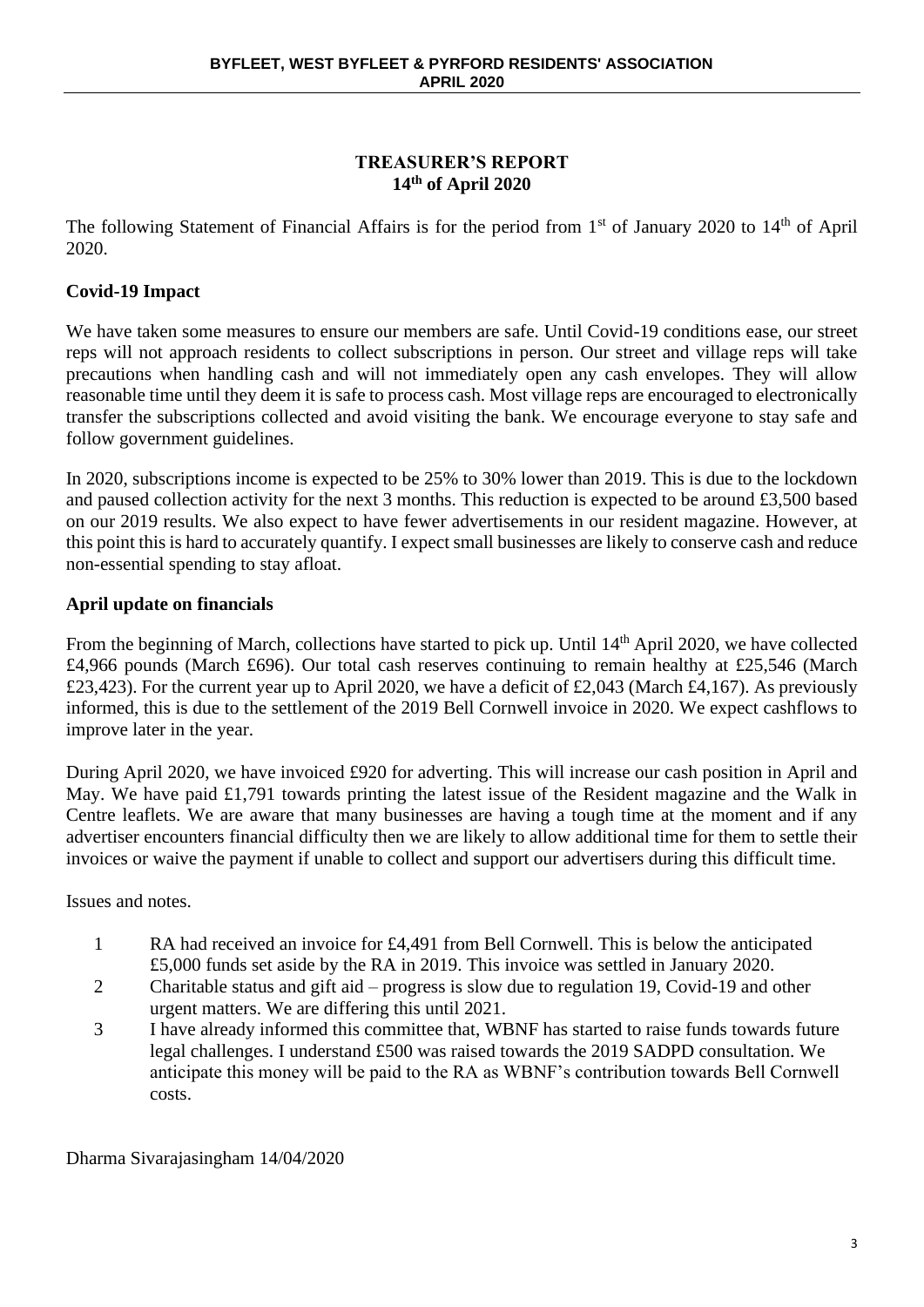## TREASURER'S REPORT
## 14th of April 2020

The following Statement of Financial Affairs is for the period from 1st of January 2020 to 14th of April 2020.

**Covid-19 Impact**

We have taken some measures to ensure our members are safe. Until Covid-19 conditions ease, our street reps will not approach residents to collect subscriptions in person. Our street and village reps will take precautions when handling cash and will not immediately open any cash envelopes. They will allow reasonable time until they deem it is safe to process cash. Most village reps are encouraged to electronically transfer the subscriptions collected and avoid visiting the bank. We encourage everyone to stay safe and follow government guidelines.

In 2020, subscriptions income is expected to be 25% to 30% lower than 2019. This is due to the lockdown and paused collection activity for the next 3 months. This reduction is expected to be around £3,500 based on our 2019 results. We also expect to have fewer advertisements in our resident magazine. However, at this point this is hard to accurately quantify. I expect small businesses are likely to conserve cash and reduce non-essential spending to stay afloat.

**April update on financials**

From the beginning of March, collections have started to pick up. Until 14th April 2020, we have collected £4,966 pounds (March £696). Our total cash reserves continuing to remain healthy at £25,546 (March £23,423). For the current year up to April 2020, we have a deficit of £2,043 (March £4,167). As previously informed, this is due to the settlement of the 2019 Bell Cornwell invoice in 2020. We expect cashflows to improve later in the year.

During April 2020, we have invoiced £920 for adverting. This will increase our cash position in April and May. We have paid £1,791 towards printing the latest issue of the Resident magazine and the Walk in Centre leaflets. We are aware that many businesses are having a tough time at the moment and if any advertiser encounters financial difficulty then we are likely to allow additional time for them to settle their invoices or waive the payment if unable to collect and support our advertisers during this difficult time.

Issues and notes.

1. RA had received an invoice for £4,491 from Bell Cornwell. This is below the anticipated £5,000 funds set aside by the RA in 2019. This invoice was settled in January 2020.
2. Charitable status and gift aid – progress is slow due to regulation 19, Covid-19 and other urgent matters. We are differing this until 2021.
3. I have already informed this committee that, WBNF has started to raise funds towards future legal challenges. I understand £500 was raised towards the 2019 SADPD consultation. We anticipate this money will be paid to the RA as WBNF's contribution towards Bell Cornwell costs.

Dharma Sivarajasingham 14/04/2020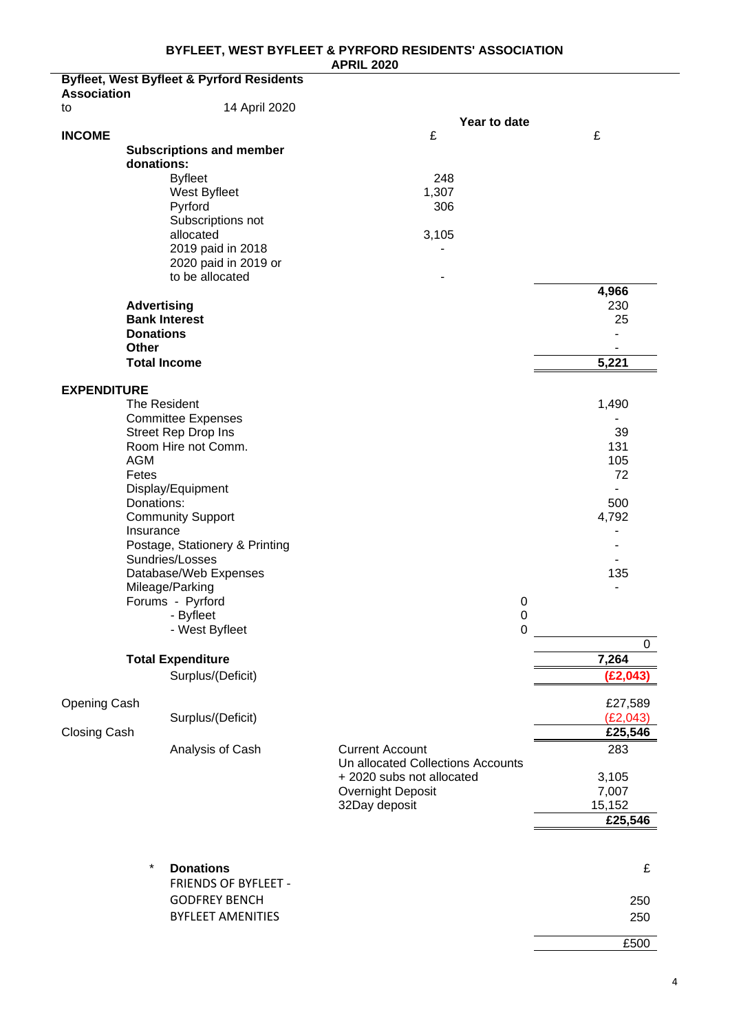# BYFLEET, WEST BYFLEET & PYRFORD RESIDENTS' ASSOCIATION

**APRIL 2020**

**Byfleet, West Byfleet & Pyrford Residents Association**

to 14 April 2020

| | | Year to date | |
|---|---|---|---|
| **INCOME** | | £ | £ |
| **Subscriptions and member donations:** | | | |
| | Byfleet | 248 | |
| | West Byfleet | 1,307 | |
| | Pyrford | 306 | |
| | Subscriptions not allocated | 3,105 | |
| | 2019 paid in 2018 | - | |
| | 2020 paid in 2019 or to be allocated | - | |
| | | | 4,966 |
| **Advertising** | | | 230 |
| **Bank Interest** | | | 25 |
| **Donations** | | | - |
| **Other** | | | - |
| **Total Income** | | | **5,221** |
| **EXPENDITURE** | | | |
| The Resident | | | 1,490 |
| Committee Expenses | | | - |
| Street Rep Drop Ins | | | 39 |
| Room Hire not Comm. | | | 131 |
| AGM | | | 105 |
| Fetes | | | 72 |
| Display/Equipment | | | - |
| Donations: | | | 500 |
| Community Support | | | 4,792 |
| Insurance | | | - |
| Postage, Stationery & Printing | | | - |
| Sundries/Losses | | | - |
| Database/Web Expenses | | | 135 |
| Mileage/Parking | | | - |
| Forums - Pyrford | | 0 | |
| - Byfleet | | 0 | |
| - West Byfleet | | 0 | |
| | | | 0 |
| **Total Expenditure** | | | **7,264** |
| | Surplus/(Deficit) | | **(£2,043)** |
| Opening Cash | | | £27,589 |
| | Surplus/(Deficit) | | (£2,043) |
| Closing Cash | | | **£25,546** |
| | Analysis of Cash | Current Account | 283 |
| | | Un allocated Collections Accounts + 2020 subs not allocated | 3,105 |
| | | Overnight Deposit | 7,007 |
| | | 32Day deposit | 15,152 |
| | | | **£25,546** |

| * **Donations** | £ |
|---|---|
| FRIENDS OF BYFLEET - GODFREY BENCH | 250 |
| BYFLEET AMENITIES | 250 |
| | £500 |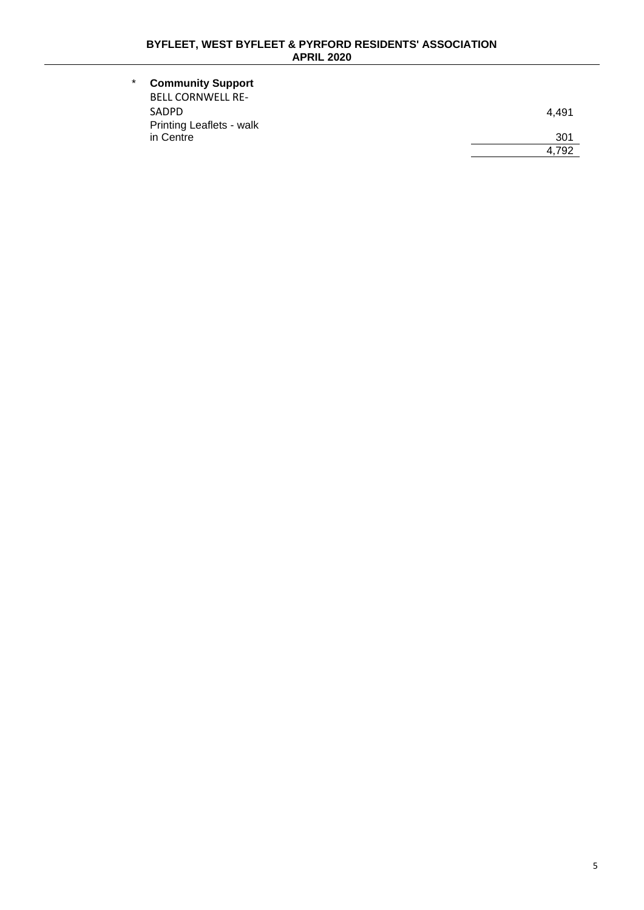\* **Community Support**

| | |
|---|---|
| BELL CORNWELL RE-SADPD | 4,491 |
| Printing Leaflets - walk in Centre | 301 |
| | 4,792 |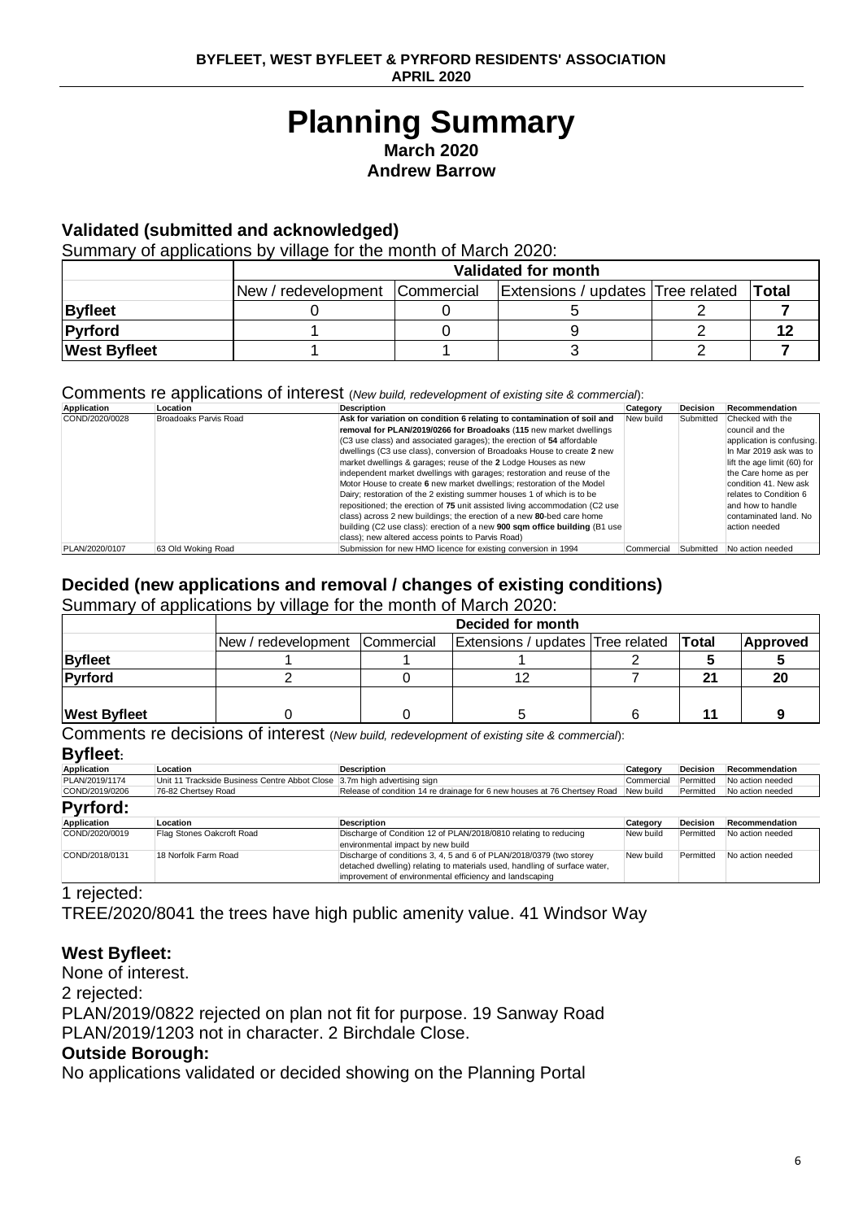# Planning Summary

**March 2020**

**Andrew Barrow**

## Validated (submitted and acknowledged)

Summary of applications by village for the month of March 2020:

| | Validated for month | | | | |
|---|---|---|---|---|---|
| | New / redevelopment | Commercial | Extensions / updates | Tree related | **Total** |
| **Byfleet** | 0 | 0 | 5 | 2 | **7** |
| **Pyrford** | 1 | 0 | 9 | 2 | **12** |
| **West Byfleet** | 1 | 1 | 3 | 2 | **7** |

Comments re applications of interest (*New build, redevelopment of existing site & commercial*):

| Application | Location | Description | Category | Decision | Recommendation |
|---|---|---|---|---|---|
| COND/2020/0028 | Broadoaks Parvis Road | **Ask for variation on condition 6 relating to contamination of soil and removal for PLAN/2019/0266 for Broadoaks** (**115** new market dwellings (C3 use class) and associated garages); the erection of **54** affordable dwellings (C3 use class), conversion of Broadoaks House to create **2** new market dwellings & garages; reuse of the **2** Lodge Houses as new independent market dwellings with garages; restoration and reuse of the Motor House to create **6** new market dwellings; restoration of the Model Dairy; restoration of the 2 existing summer houses 1 of which is to be repositioned; the erection of **75** unit assisted living accommodation (C2 use class) across 2 new buildings; the erection of a new **80**-bed care home building (C2 use class): erection of a new **900 sqm office building** (B1 use class); new altered access points to Parvis Road) | New build | Submitted | Checked with the council and the application is confusing. In Mar 2019 ask was to lift the age limit (60) for the Care home as per condition 41. New ask relates to Condition 6 and how to handle contaminated land. No action needed |
| PLAN/2020/0107 | 63 Old Woking Road | Submission for new HMO licence for existing conversion in 1994 | Commercial | Submitted | No action needed |

## Decided (new applications and removal / changes of existing conditions)

Summary of applications by village for the month of March 2020:

| | Decided for month | | | | | |
|---|---|---|---|---|---|---|
| | New / redevelopment | Commercial | Extensions / updates | Tree related | **Total** | **Approved** |
| **Byfleet** | 1 | 1 | 1 | 2 | **5** | **5** |
| **Pyrford** | 2 | 0 | 12 | 7 | **21** | **20** |
| **West Byfleet** | 0 | 0 | 5 | 6 | **11** | **9** |

Comments re decisions of interest (*New build, redevelopment of existing site & commercial*):

### Byfleet:

| Application | Location | Description | Category | Decision | Recommendation |
|---|---|---|---|---|---|
| PLAN/2019/1174 | Unit 11 Trackside Business Centre Abbot Close | 3.7m high advertising sign | Commercial | Permitted | No action needed |
| COND/2019/0206 | 76-82 Chertsey Road | Release of condition 14 re drainage for 6 new houses at 76 Chertsey Road | New build | Permitted | No action needed |

### Pyrford:

| Application | Location | Description | Category | Decision | Recommendation |
|---|---|---|---|---|---|
| COND/2020/0019 | Flag Stones Oakcroft Road | Discharge of Condition 12 of PLAN/2018/0810 relating to reducing environmental impact by new build | New build | Permitted | No action needed |
| COND/2018/0131 | 18 Norfolk Farm Road | Discharge of conditions 3, 4, 5 and 6 of PLAN/2018/0379 (two storey detached dwelling) relating to materials used, handling of surface water, improvement of environmental efficiency and landscaping | New build | Permitted | No action needed |

1 rejected:

TREE/2020/8041 the trees have high public amenity value. 41 Windsor Way

### West Byfleet:

None of interest.

2 rejected:

PLAN/2019/0822 rejected on plan not fit for purpose. 19 Sanway Road

PLAN/2019/1203 not in character. 2 Birchdale Close.

### Outside Borough:

No applications validated or decided showing on the Planning Portal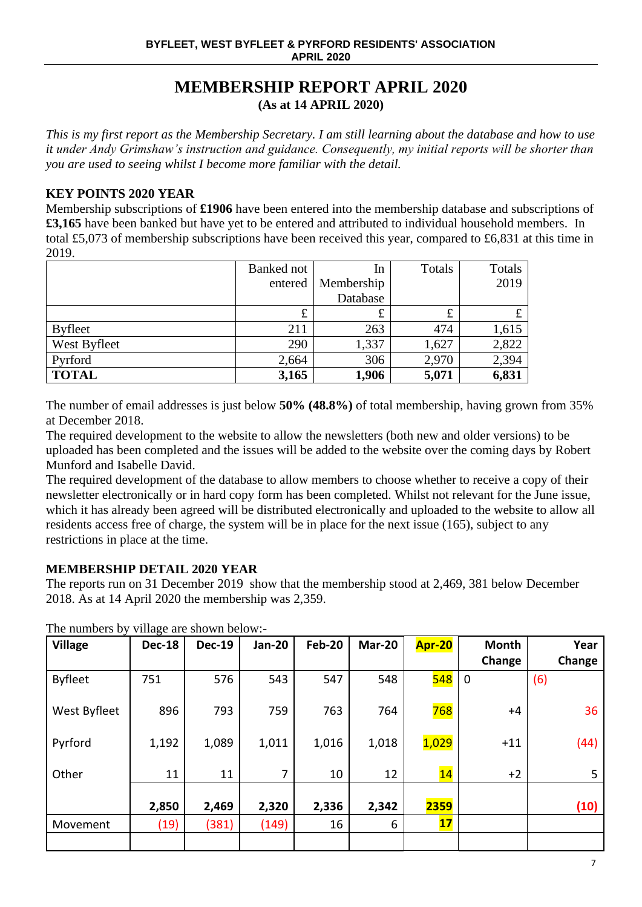# MEMBERSHIP REPORT APRIL 2020

**(As at 14 APRIL 2020)**

*This is my first report as the Membership Secretary. I am still learning about the database and how to use it under Andy Grimshaw's instruction and guidance. Consequently, my initial reports will be shorter than you are used to seeing whilst I become more familiar with the detail.*

## KEY POINTS 2020 YEAR

Membership subscriptions of **£1906** have been entered into the membership database and subscriptions of **£3,165** have been banked but have yet to be entered and attributed to individual household members. In total £5,073 of membership subscriptions have been received this year, compared to £6,831 at this time in 2019.

| | Banked not entered | In Membership Database | Totals | Totals 2019 |
|---|---|---|---|---|
| | £ | £ | £ | £ |
| Byfleet | 211 | 263 | 474 | 1,615 |
| West Byfleet | 290 | 1,337 | 1,627 | 2,822 |
| Pyrford | 2,664 | 306 | 2,970 | 2,394 |
| **TOTAL** | **3,165** | **1,906** | **5,071** | **6,831** |

The number of email addresses is just below **50% (48.8%)** of total membership, having grown from 35% at December 2018.

The required development to the website to allow the newsletters (both new and older versions) to be uploaded has been completed and the issues will be added to the website over the coming days by Robert Munford and Isabelle David.

The required development of the database to allow members to choose whether to receive a copy of their newsletter electronically or in hard copy form has been completed. Whilst not relevant for the June issue, which it has already been agreed will be distributed electronically and uploaded to the website to allow all residents access free of charge, the system will be in place for the next issue (165), subject to any restrictions in place at the time.

## MEMBERSHIP DETAIL 2020 YEAR

The reports run on 31 December 2019 show that the membership stood at 2,469, 381 below December 2018. As at 14 April 2020 the membership was 2,359.

The numbers by village are shown below:-

| Village | Dec-18 | Dec-19 | Jan-20 | Feb-20 | Mar-20 | Apr-20 | Month Change | Year Change |
|---|---|---|---|---|---|---|---|---|
| Byfleet | 751 | 576 | 543 | 547 | 548 | 548 | 0 | (6) |
| West Byfleet | 896 | 793 | 759 | 763 | 764 | 768 | +4 | 36 |
| Pyrford | 1,192 | 1,089 | 1,011 | 1,016 | 1,018 | 1,029 | +11 | (44) |
| Other | 11 | 11 | 7 | 10 | 12 | 14 | +2 | 5 |
| | **2,850** | **2,469** | **2,320** | **2,336** | **2,342** | **2359** | | **(10)** |
| Movement | (19) | (381) | (149) | 16 | 6 | **17** | | |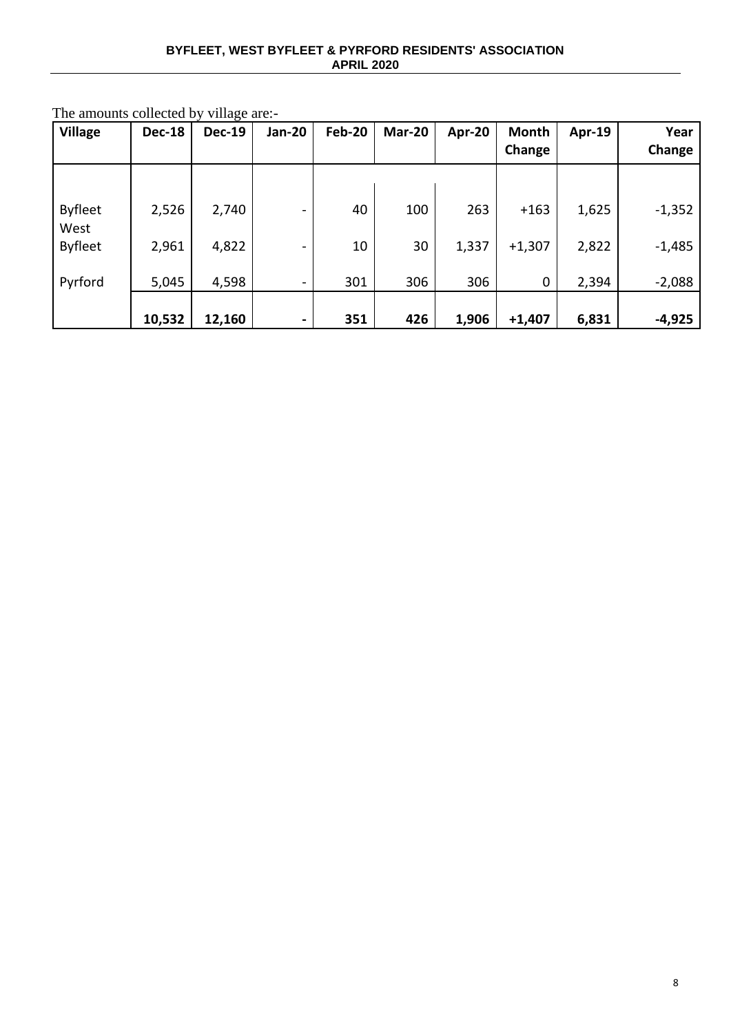The amounts collected by village are:-

| Village | Dec-18 | Dec-19 | Jan-20 | Feb-20 | Mar-20 | Apr-20 | Month Change | Apr-19 | Year Change |
|---|---|---|---|---|---|---|---|---|---|
| Byfleet | 2,526 | 2,740 | - | 40 | 100 | 263 | +163 | 1,625 | -1,352 |
| West Byfleet | 2,961 | 4,822 | - | 10 | 30 | 1,337 | +1,307 | 2,822 | -1,485 |
| Pyrford | 5,045 | 4,598 | - | 301 | 306 | 306 | 0 | 2,394 | -2,088 |
| | **10,532** | **12,160** | **-** | **351** | **426** | **1,906** | **+1,407** | **6,831** | **-4,925** |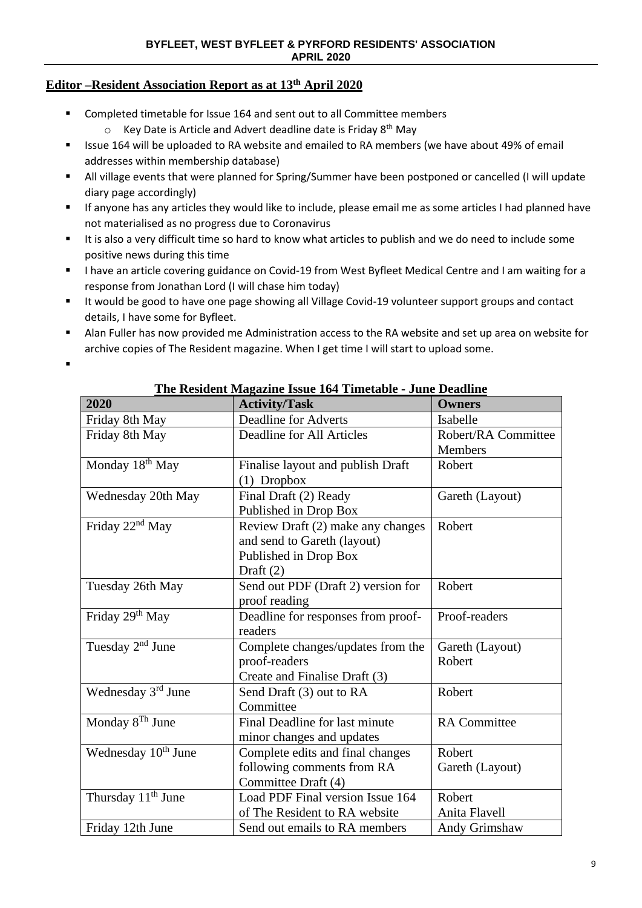## Editor –Resident Association Report as at 13th April 2020

- Completed timetable for Issue 164 and sent out to all Committee members
  - Key Date is Article and Advert deadline date is Friday 8th May
- Issue 164 will be uploaded to RA website and emailed to RA members (we have about 49% of email addresses within membership database)
- All village events that were planned for Spring/Summer have been postponed or cancelled (I will update diary page accordingly)
- If anyone has any articles they would like to include, please email me as some articles I had planned have not materialised as no progress due to Coronavirus
- It is also a very difficult time so hard to know what articles to publish and we do need to include some positive news during this time
- I have an article covering guidance on Covid-19 from West Byfleet Medical Centre and I am waiting for a response from Jonathan Lord (I will chase him today)
- It would be good to have one page showing all Village Covid-19 volunteer support groups and contact details, I have some for Byfleet.
- Alan Fuller has now provided me Administration access to the RA website and set up area on website for archive copies of The Resident magazine. When I get time I will start to upload some.

**The Resident Magazine Issue 164 Timetable - June Deadline**

| 2020 | Activity/Task | Owners |
|---|---|---|
| Friday 8th May | Deadline for Adverts | Isabelle |
| Friday 8th May | Deadline for All Articles | Robert/RA Committee Members |
| Monday 18th May | Finalise layout and publish Draft (1) Dropbox | Robert |
| Wednesday 20th May | Final Draft (2) Ready Published in Drop Box | Gareth (Layout) |
| Friday 22nd May | Review Draft (2) make any changes and send to Gareth (layout) Published in Drop Box Draft (2) | Robert |
| Tuesday 26th May | Send out PDF (Draft 2) version for proof reading | Robert |
| Friday 29th May | Deadline for responses from proof-readers | Proof-readers |
| Tuesday 2nd June | Complete changes/updates from the proof-readers Create and Finalise Draft (3) | Gareth (Layout) Robert |
| Wednesday 3rd June | Send Draft (3) out to RA Committee | Robert |
| Monday 8Th June | Final Deadline for last minute minor changes and updates | RA Committee |
| Wednesday 10th June | Complete edits and final changes following comments from RA Committee Draft (4) | Robert Gareth (Layout) |
| Thursday 11th June | Load PDF Final version Issue 164 of The Resident to RA website | Robert Anita Flavell |
| Friday 12th June | Send out emails to RA members | Andy Grimshaw |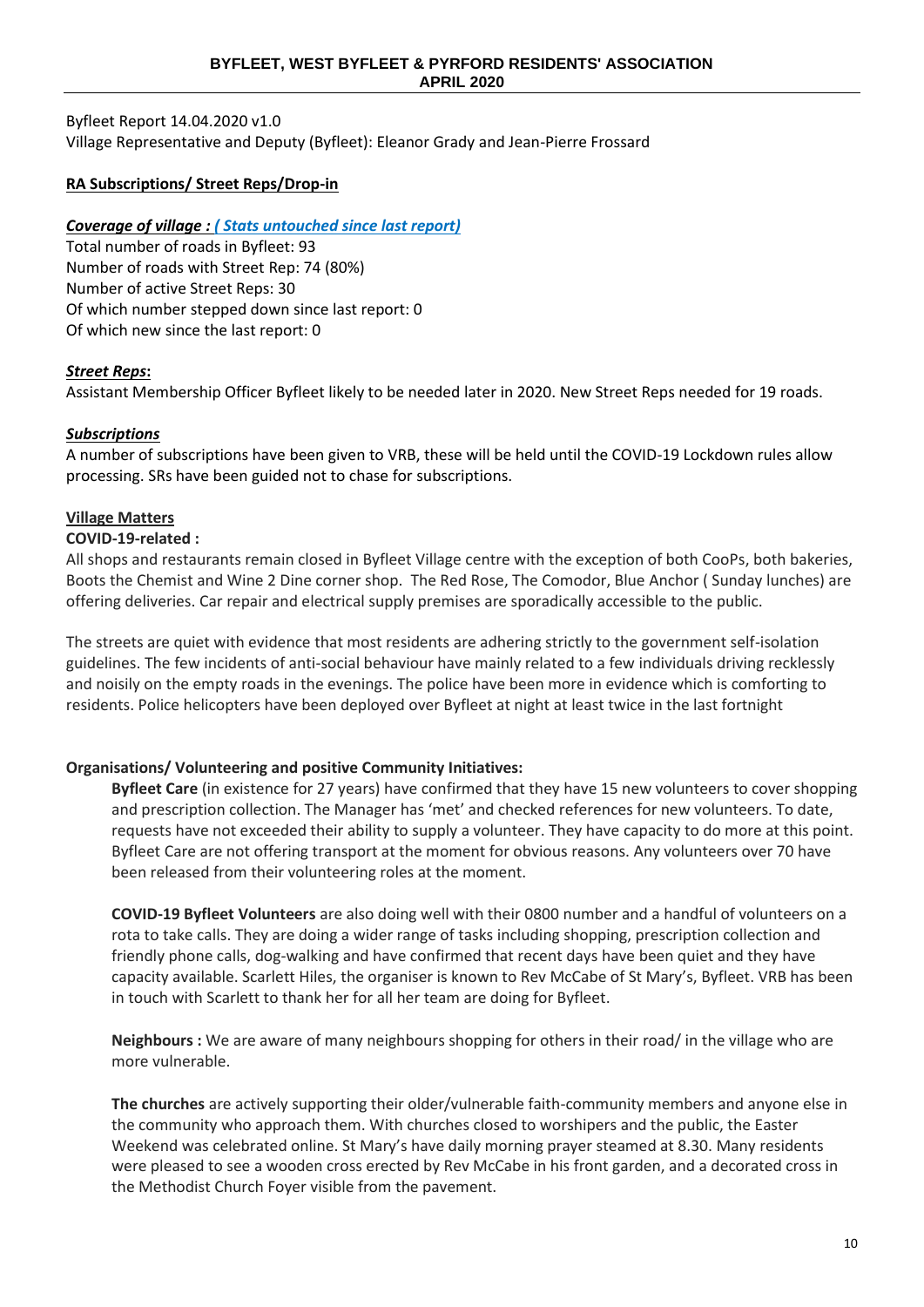Byfleet Report 14.04.2020 v1.0
Village Representative and Deputy (Byfleet): Eleanor Grady and Jean-Pierre Frossard

**RA Subscriptions/ Street Reps/Drop-in**

***Coverage of village : ( Stats untouched since last report)***

Total number of roads in Byfleet: 93
Number of roads with Street Rep: 74 (80%)
Number of active Street Reps: 30
Of which number stepped down since last report: 0
Of which new since the last report: 0

***Street Reps*:**

Assistant Membership Officer Byfleet likely to be needed later in 2020. New Street Reps needed for 19 roads.

***Subscriptions***

A number of subscriptions have been given to VRB, these will be held until the COVID-19 Lockdown rules allow processing. SRs have been guided not to chase for subscriptions.

**Village Matters**

**COVID-19-related :**

All shops and restaurants remain closed in Byfleet Village centre with the exception of both CooPs, both bakeries, Boots the Chemist and Wine 2 Dine corner shop. The Red Rose, The Comodor, Blue Anchor ( Sunday lunches) are offering deliveries. Car repair and electrical supply premises are sporadically accessible to the public.

The streets are quiet with evidence that most residents are adhering strictly to the government self-isolation guidelines. The few incidents of anti-social behaviour have mainly related to a few individuals driving recklessly and noisily on the empty roads in the evenings. The police have been more in evidence which is comforting to residents. Police helicopters have been deployed over Byfleet at night at least twice in the last fortnight

**Organisations/ Volunteering and positive Community Initiatives:**

**Byfleet Care** (in existence for 27 years) have confirmed that they have 15 new volunteers to cover shopping and prescription collection. The Manager has 'met' and checked references for new volunteers. To date, requests have not exceeded their ability to supply a volunteer. They have capacity to do more at this point. Byfleet Care are not offering transport at the moment for obvious reasons. Any volunteers over 70 have been released from their volunteering roles at the moment.

**COVID-19 Byfleet Volunteers** are also doing well with their 0800 number and a handful of volunteers on a rota to take calls. They are doing a wider range of tasks including shopping, prescription collection and friendly phone calls, dog-walking and have confirmed that recent days have been quiet and they have capacity available. Scarlett Hiles, the organiser is known to Rev McCabe of St Mary's, Byfleet. VRB has been in touch with Scarlett to thank her for all her team are doing for Byfleet.

**Neighbours :** We are aware of many neighbours shopping for others in their road/ in the village who are more vulnerable.

**The churches** are actively supporting their older/vulnerable faith-community members and anyone else in the community who approach them. With churches closed to worshipers and the public, the Easter Weekend was celebrated online. St Mary's have daily morning prayer steamed at 8.30. Many residents were pleased to see a wooden cross erected by Rev McCabe in his front garden, and a decorated cross in the Methodist Church Foyer visible from the pavement.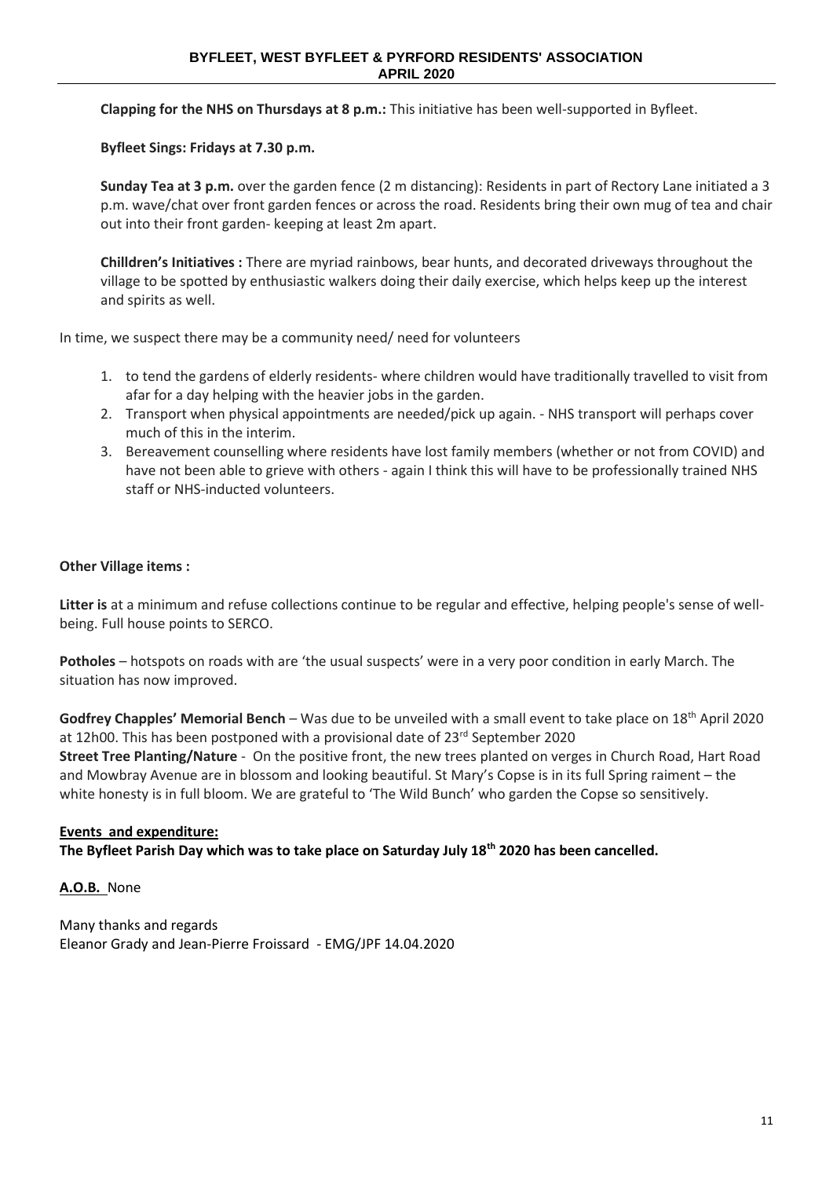**Clapping for the NHS on Thursdays at 8 p.m.:** This initiative has been well-supported in Byfleet.

**Byfleet Sings: Fridays at 7.30 p.m.**

**Sunday Tea at 3 p.m.** over the garden fence (2 m distancing): Residents in part of Rectory Lane initiated a 3 p.m. wave/chat over front garden fences or across the road. Residents bring their own mug of tea and chair out into their front garden- keeping at least 2m apart.

**Chilldren's Initiatives :** There are myriad rainbows, bear hunts, and decorated driveways throughout the village to be spotted by enthusiastic walkers doing their daily exercise, which helps keep up the interest and spirits as well.

In time, we suspect there may be a community need/ need for volunteers

1. to tend the gardens of elderly residents- where children would have traditionally travelled to visit from afar for a day helping with the heavier jobs in the garden.
2. Transport when physical appointments are needed/pick up again. - NHS transport will perhaps cover much of this in the interim.
3. Bereavement counselling where residents have lost family members (whether or not from COVID) and have not been able to grieve with others - again I think this will have to be professionally trained NHS staff or NHS-inducted volunteers.

**Other Village items :**

**Litter is** at a minimum and refuse collections continue to be regular and effective, helping people's sense of well-being. Full house points to SERCO.

**Potholes** – hotspots on roads with are 'the usual suspects' were in a very poor condition in early March. The situation has now improved.

**Godfrey Chapples' Memorial Bench** – Was due to be unveiled with a small event to take place on 18th April 2020 at 12h00. This has been postponed with a provisional date of 23rd September 2020

**Street Tree Planting/Nature** - On the positive front, the new trees planted on verges in Church Road, Hart Road and Mowbray Avenue are in blossom and looking beautiful. St Mary's Copse is in its full Spring raiment – the white honesty is in full bloom. We are grateful to 'The Wild Bunch' who garden the Copse so sensitively.

**Events and expenditure:**

**The Byfleet Parish Day which was to take place on Saturday July 18th 2020 has been cancelled.**

**A.O.B.** None

Many thanks and regards
Eleanor Grady and Jean-Pierre Froissard - EMG/JPF 14.04.2020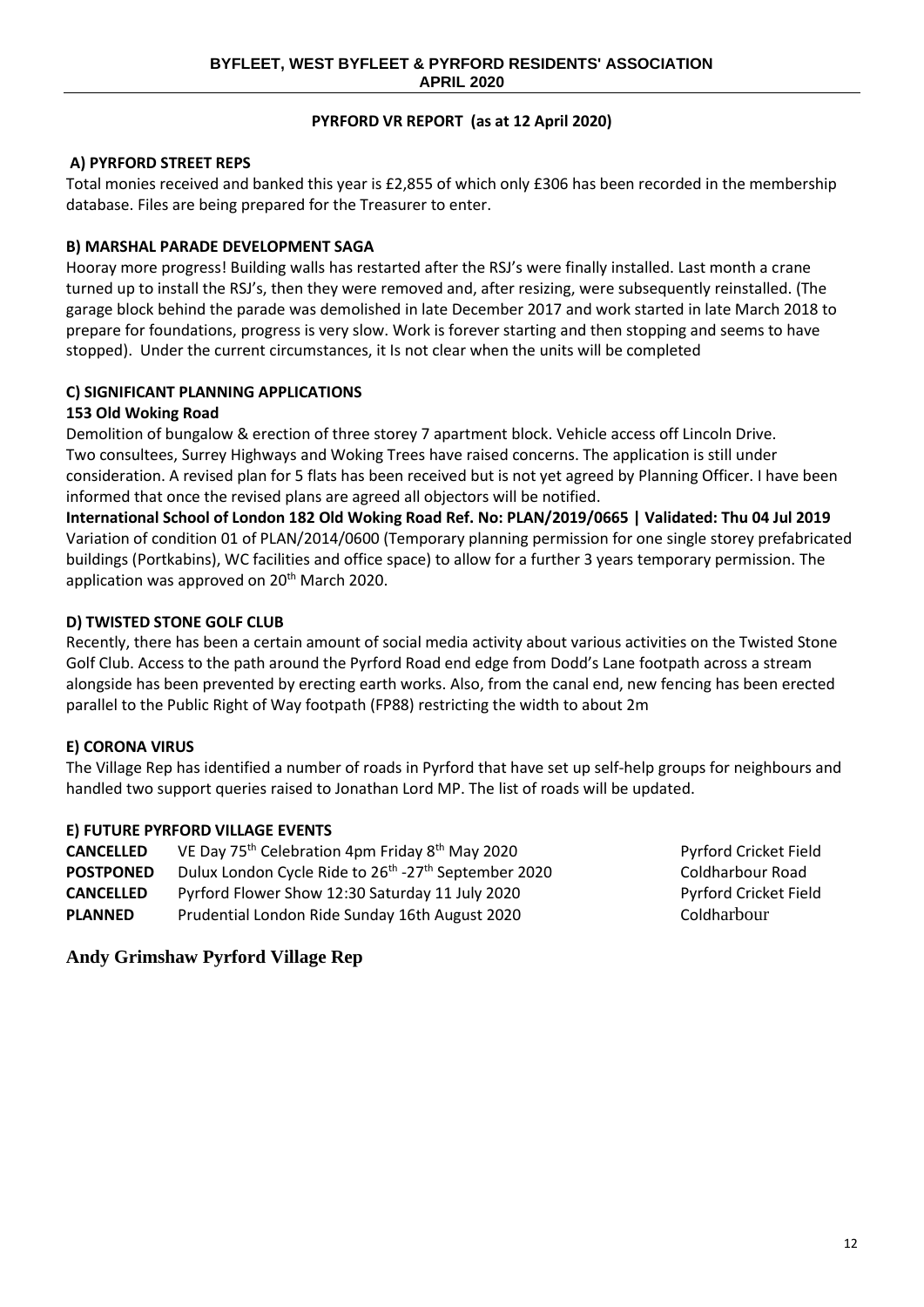## PYRFORD VR REPORT (as at 12 April 2020)

### A) PYRFORD STREET REPS

Total monies received and banked this year is £2,855 of which only £306 has been recorded in the membership database. Files are being prepared for the Treasurer to enter.

### B) MARSHAL PARADE DEVELOPMENT SAGA

Hooray more progress! Building walls has restarted after the RSJ's were finally installed. Last month a crane turned up to install the RSJ's, then they were removed and, after resizing, were subsequently reinstalled. (The garage block behind the parade was demolished in late December 2017 and work started in late March 2018 to prepare for foundations, progress is very slow. Work is forever starting and then stopping and seems to have stopped). Under the current circumstances, it Is not clear when the units will be completed

### C) SIGNIFICANT PLANNING APPLICATIONS

**153 Old Woking Road**

Demolition of bungalow & erection of three storey 7 apartment block. Vehicle access off Lincoln Drive. Two consultees, Surrey Highways and Woking Trees have raised concerns. The application is still under consideration. A revised plan for 5 flats has been received but is not yet agreed by Planning Officer. I have been informed that once the revised plans are agreed all objectors will be notified.

**International School of London 182 Old Woking Road Ref. No: PLAN/2019/0665 | Validated: Thu 04 Jul 2019**

Variation of condition 01 of PLAN/2014/0600 (Temporary planning permission for one single storey prefabricated buildings (Portkabins), WC facilities and office space) to allow for a further 3 years temporary permission. The application was approved on 20th March 2020.

### D) TWISTED STONE GOLF CLUB

Recently, there has been a certain amount of social media activity about various activities on the Twisted Stone Golf Club. Access to the path around the Pyrford Road end edge from Dodd's Lane footpath across a stream alongside has been prevented by erecting earth works. Also, from the canal end, new fencing has been erected parallel to the Public Right of Way footpath (FP88) restricting the width to about 2m

### E) CORONA VIRUS

The Village Rep has identified a number of roads in Pyrford that have set up self-help groups for neighbours and handled two support queries raised to Jonathan Lord MP. The list of roads will be updated.

### E) FUTURE PYRFORD VILLAGE EVENTS

| | | |
|---|---|---|
| **CANCELLED** | VE Day 75th Celebration 4pm Friday 8th May 2020 | Pyrford Cricket Field |
| **POSTPONED** | Dulux London Cycle Ride to 26th -27th September 2020 | Coldharbour Road |
| **CANCELLED** | Pyrford Flower Show 12:30 Saturday 11 July 2020 | Pyrford Cricket Field |
| **PLANNED** | Prudential London Ride Sunday 16th August 2020 | Coldharbour |

**Andy Grimshaw Pyrford Village Rep**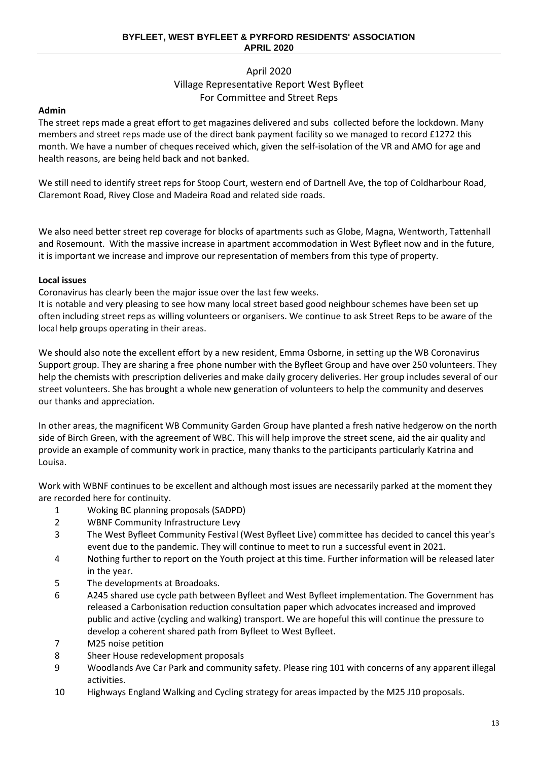April 2020

Village Representative Report West Byfleet

For Committee and Street Reps

**Admin**

The street reps made a great effort to get magazines delivered and subs collected before the lockdown. Many members and street reps made use of the direct bank payment facility so we managed to record £1272 this month. We have a number of cheques received which, given the self-isolation of the VR and AMO for age and health reasons, are being held back and not banked.

We still need to identify street reps for Stoop Court, western end of Dartnell Ave, the top of Coldharbour Road, Claremont Road, Rivey Close and Madeira Road and related side roads.

We also need better street rep coverage for blocks of apartments such as Globe, Magna, Wentworth, Tattenhall and Rosemount. With the massive increase in apartment accommodation in West Byfleet now and in the future, it is important we increase and improve our representation of members from this type of property.

**Local issues**

Coronavirus has clearly been the major issue over the last few weeks.

It is notable and very pleasing to see how many local street based good neighbour schemes have been set up often including street reps as willing volunteers or organisers. We continue to ask Street Reps to be aware of the local help groups operating in their areas.

We should also note the excellent effort by a new resident, Emma Osborne, in setting up the WB Coronavirus Support group. They are sharing a free phone number with the Byfleet Group and have over 250 volunteers. They help the chemists with prescription deliveries and make daily grocery deliveries. Her group includes several of our street volunteers. She has brought a whole new generation of volunteers to help the community and deserves our thanks and appreciation.

In other areas, the magnificent WB Community Garden Group have planted a fresh native hedgerow on the north side of Birch Green, with the agreement of WBC. This will help improve the street scene, aid the air quality and provide an example of community work in practice, many thanks to the participants particularly Katrina and Louisa.

Work with WBNF continues to be excellent and although most issues are necessarily parked at the moment they are recorded here for continuity.

1. Woking BC planning proposals (SADPD)
2. WBNF Community Infrastructure Levy
3. The West Byfleet Community Festival (West Byfleet Live) committee has decided to cancel this year's event due to the pandemic. They will continue to meet to run a successful event in 2021.
4. Nothing further to report on the Youth project at this time. Further information will be released later in the year.
5. The developments at Broadoaks.
6. A245 shared use cycle path between Byfleet and West Byfleet implementation. The Government has released a Carbonisation reduction consultation paper which advocates increased and improved public and active (cycling and walking) transport. We are hopeful this will continue the pressure to develop a coherent shared path from Byfleet to West Byfleet.
7. M25 noise petition
8. Sheer House redevelopment proposals
9. Woodlands Ave Car Park and community safety. Please ring 101 with concerns of any apparent illegal activities.
10. Highways England Walking and Cycling strategy for areas impacted by the M25 J10 proposals.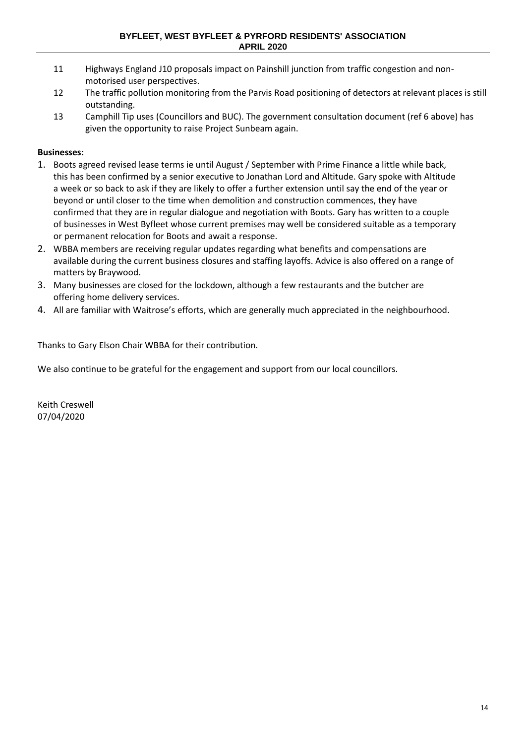11 Highways England J10 proposals impact on Painshill junction from traffic congestion and non-motorised user perspectives.

12 The traffic pollution monitoring from the Parvis Road positioning of detectors at relevant places is still outstanding.

13 Camphill Tip uses (Councillors and BUC). The government consultation document (ref 6 above) has given the opportunity to raise Project Sunbeam again.

**Businesses:**

1. Boots agreed revised lease terms ie until August / September with Prime Finance a little while back, this has been confirmed by a senior executive to Jonathan Lord and Altitude. Gary spoke with Altitude a week or so back to ask if they are likely to offer a further extension until say the end of the year or beyond or until closer to the time when demolition and construction commences, they have confirmed that they are in regular dialogue and negotiation with Boots. Gary has written to a couple of businesses in West Byfleet whose current premises may well be considered suitable as a temporary or permanent relocation for Boots and await a response.
2. WBBA members are receiving regular updates regarding what benefits and compensations are available during the current business closures and staffing layoffs. Advice is also offered on a range of matters by Braywood.
3. Many businesses are closed for the lockdown, although a few restaurants and the butcher are offering home delivery services.
4. All are familiar with Waitrose's efforts, which are generally much appreciated in the neighbourhood.

Thanks to Gary Elson Chair WBBA for their contribution.

We also continue to be grateful for the engagement and support from our local councillors.

Keith Creswell
07/04/2020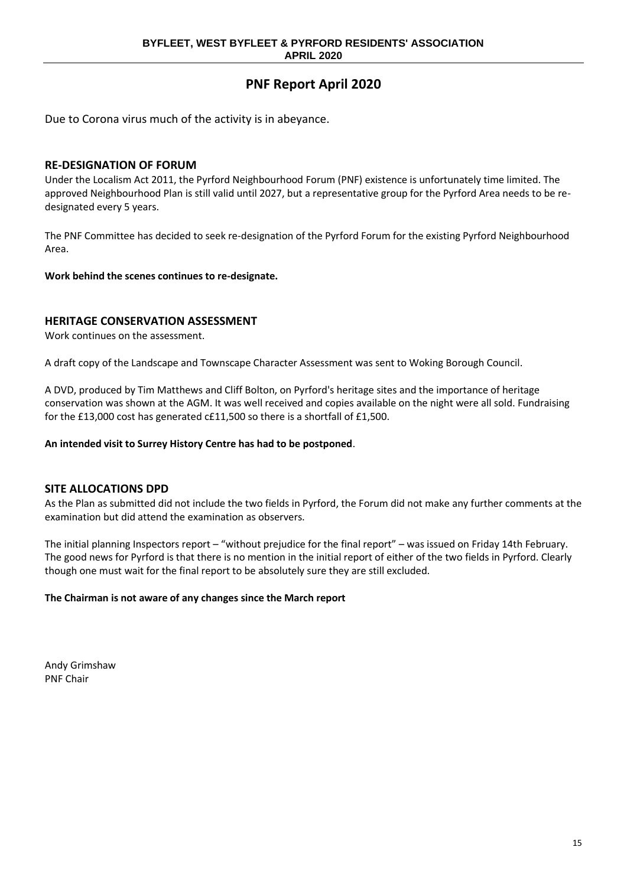# PNF Report April 2020

Due to Corona virus much of the activity is in abeyance.

## RE-DESIGNATION OF FORUM

Under the Localism Act 2011, the Pyrford Neighbourhood Forum (PNF) existence is unfortunately time limited. The approved Neighbourhood Plan is still valid until 2027, but a representative group for the Pyrford Area needs to be re-designated every 5 years.

The PNF Committee has decided to seek re-designation of the Pyrford Forum for the existing Pyrford Neighbourhood Area.

**Work behind the scenes continues to re-designate.**

## HERITAGE CONSERVATION ASSESSMENT

Work continues on the assessment.

A draft copy of the Landscape and Townscape Character Assessment was sent to Woking Borough Council.

A DVD, produced by Tim Matthews and Cliff Bolton, on Pyrford's heritage sites and the importance of heritage conservation was shown at the AGM. It was well received and copies available on the night were all sold. Fundraising for the £13,000 cost has generated c£11,500 so there is a shortfall of £1,500.

**An intended visit to Surrey History Centre has had to be postponed**.

## SITE ALLOCATIONS DPD

As the Plan as submitted did not include the two fields in Pyrford, the Forum did not make any further comments at the examination but did attend the examination as observers.

The initial planning Inspectors report – "without prejudice for the final report" – was issued on Friday 14th February. The good news for Pyrford is that there is no mention in the initial report of either of the two fields in Pyrford. Clearly though one must wait for the final report to be absolutely sure they are still excluded.

**The Chairman is not aware of any changes since the March report**

Andy Grimshaw
PNF Chair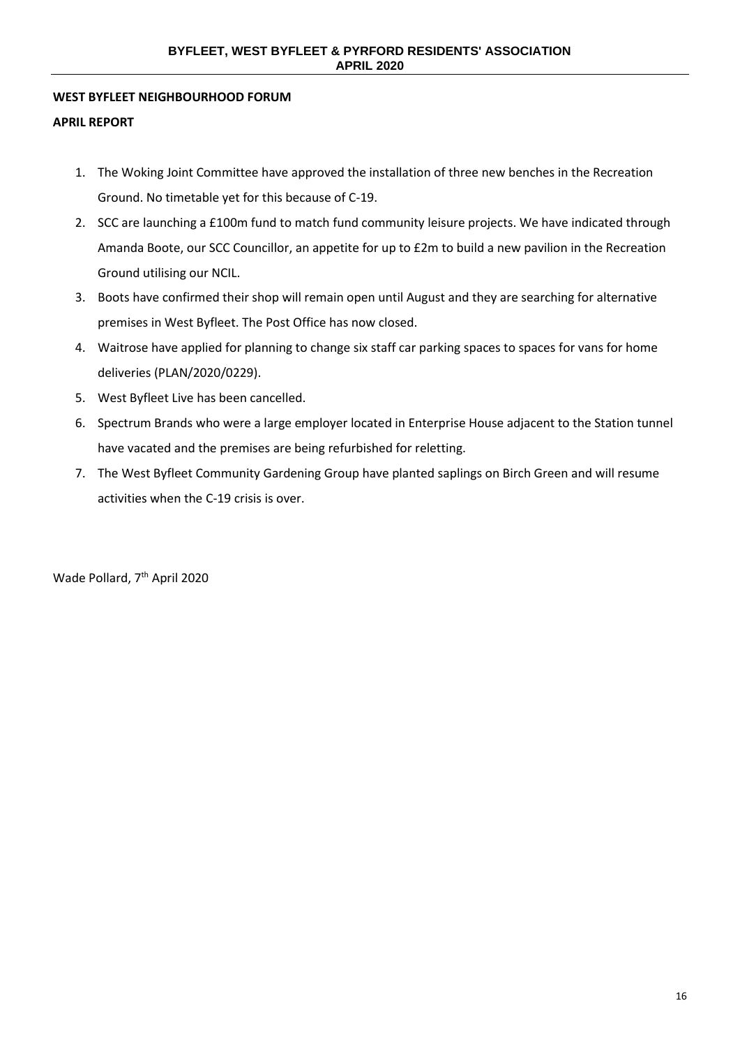**WEST BYFLEET NEIGHBOURHOOD FORUM**

**APRIL REPORT**

1. The Woking Joint Committee have approved the installation of three new benches in the Recreation Ground. No timetable yet for this because of C-19.
2. SCC are launching a £100m fund to match fund community leisure projects. We have indicated through Amanda Boote, our SCC Councillor, an appetite for up to £2m to build a new pavilion in the Recreation Ground utilising our NCIL.
3. Boots have confirmed their shop will remain open until August and they are searching for alternative premises in West Byfleet. The Post Office has now closed.
4. Waitrose have applied for planning to change six staff car parking spaces to spaces for vans for home deliveries (PLAN/2020/0229).
5. West Byfleet Live has been cancelled.
6. Spectrum Brands who were a large employer located in Enterprise House adjacent to the Station tunnel have vacated and the premises are being refurbished for reletting.
7. The West Byfleet Community Gardening Group have planted saplings on Birch Green and will resume activities when the C-19 crisis is over.

Wade Pollard, 7th April 2020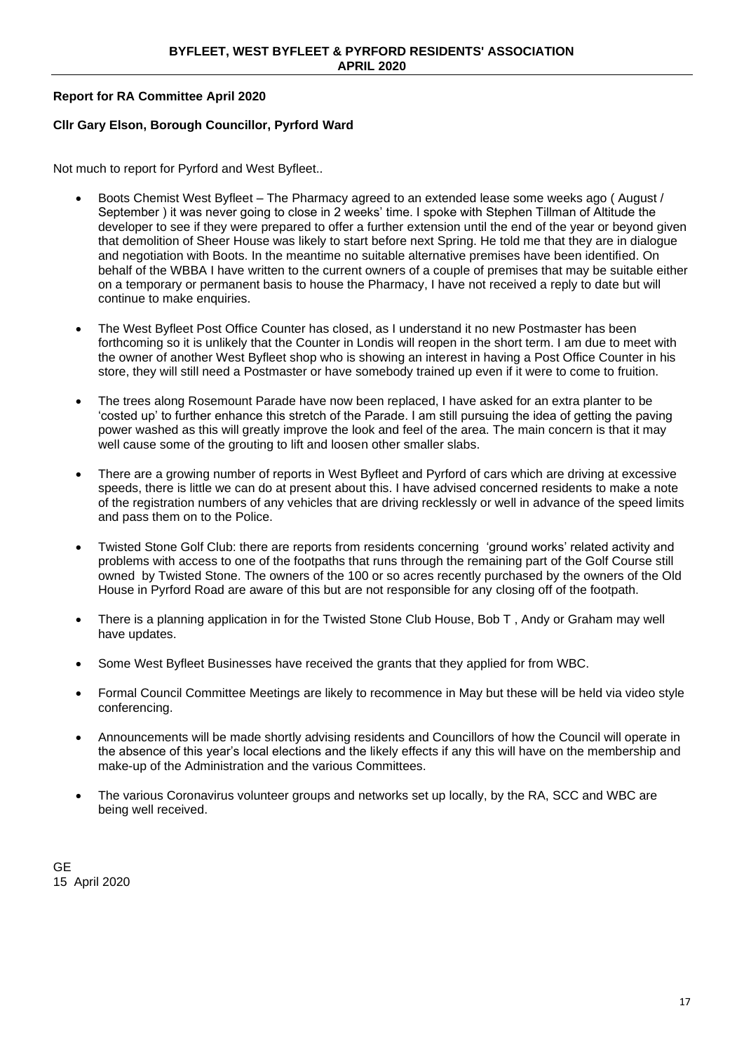**BYFLEET, WEST BYFLEET & PYRFORD RESIDENTS' ASSOCIATION**
**APRIL 2020**

**Report for RA Committee April 2020**

**Cllr Gary Elson, Borough Councillor, Pyrford Ward**

Not much to report for Pyrford and West Byfleet..

- Boots Chemist West Byfleet – The Pharmacy agreed to an extended lease some weeks ago ( August / September ) it was never going to close in 2 weeks' time. I spoke with Stephen Tillman of Altitude the developer to see if they were prepared to offer a further extension until the end of the year or beyond given that demolition of Sheer House was likely to start before next Spring. He told me that they are in dialogue and negotiation with Boots. In the meantime no suitable alternative premises have been identified. On behalf of the WBBA I have written to the current owners of a couple of premises that may be suitable either on a temporary or permanent basis to house the Pharmacy, I have not received a reply to date but will continue to make enquiries.

- The West Byfleet Post Office Counter has closed, as I understand it no new Postmaster has been forthcoming so it is unlikely that the Counter in Londis will reopen in the short term. I am due to meet with the owner of another West Byfleet shop who is showing an interest in having a Post Office Counter in his store, they will still need a Postmaster or have somebody trained up even if it were to come to fruition.

- The trees along Rosemount Parade have now been replaced, I have asked for an extra planter to be 'costed up' to further enhance this stretch of the Parade. I am still pursuing the idea of getting the paving power washed as this will greatly improve the look and feel of the area. The main concern is that it may well cause some of the grouting to lift and loosen other smaller slabs.

- There are a growing number of reports in West Byfleet and Pyrford of cars which are driving at excessive speeds, there is little we can do at present about this. I have advised concerned residents to make a note of the registration numbers of any vehicles that are driving recklessly or well in advance of the speed limits and pass them on to the Police.

- Twisted Stone Golf Club: there are reports from residents concerning 'ground works' related activity and problems with access to one of the footpaths that runs through the remaining part of the Golf Course still owned by Twisted Stone. The owners of the 100 or so acres recently purchased by the owners of the Old House in Pyrford Road are aware of this but are not responsible for any closing off of the footpath.

- There is a planning application in for the Twisted Stone Club House, Bob T , Andy or Graham may well have updates.

- Some West Byfleet Businesses have received the grants that they applied for from WBC.

- Formal Council Committee Meetings are likely to recommence in May but these will be held via video style conferencing.

- Announcements will be made shortly advising residents and Councillors of how the Council will operate in the absence of this year's local elections and the likely effects if any this will have on the membership and make-up of the Administration and the various Committees.

- The various Coronavirus volunteer groups and networks set up locally, by the RA, SCC and WBC are being well received.

GE
15 April 2020